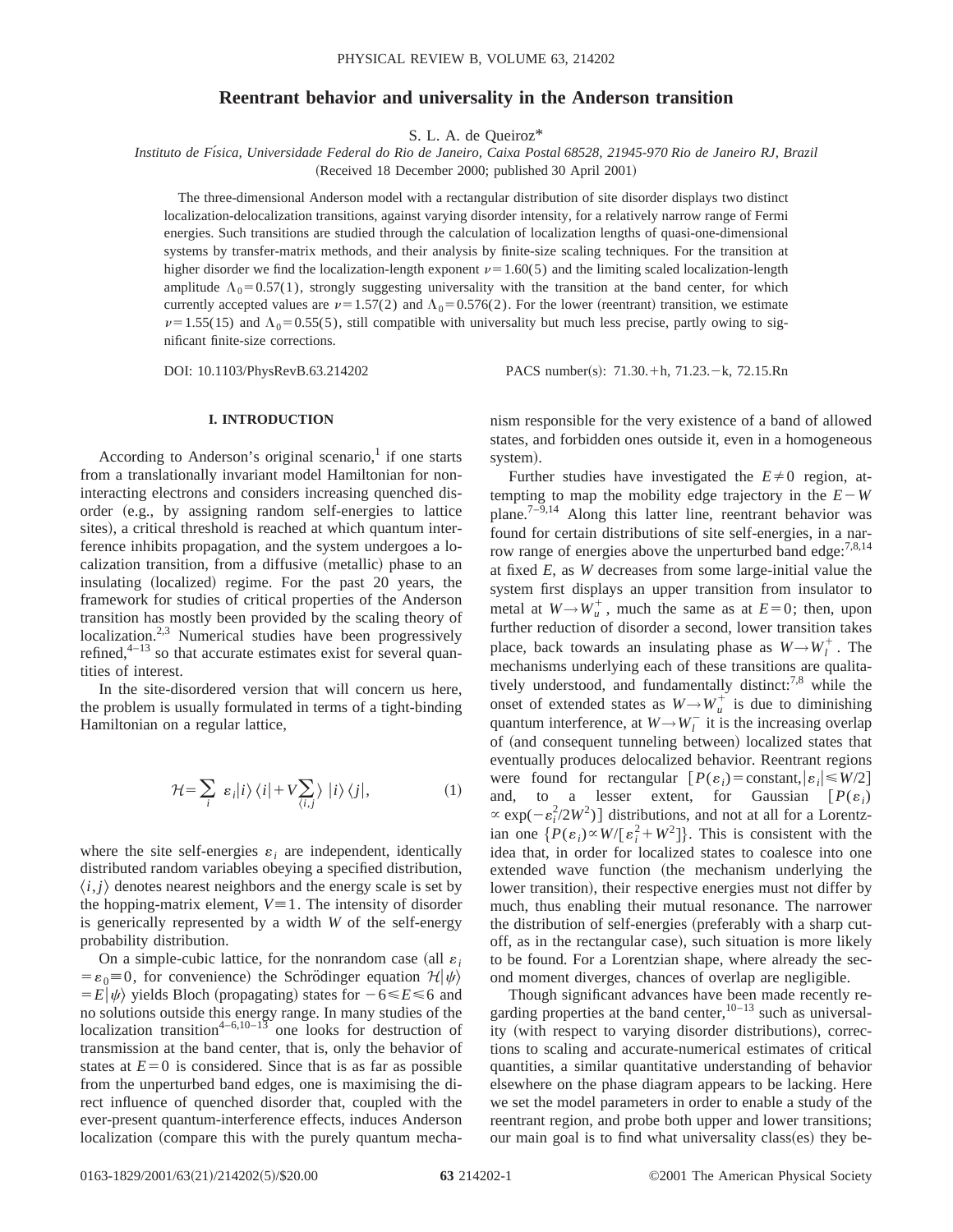# Reentrant behavior and universality in the Anderson transition

S. L. A. de Queiroz*

*Instituto de Física, Universidade Federal do Rio de Janeiro, Caixa Postal 68528, 21945-970 Rio de Janeiro RJ, Brazil*

(Received 18 December 2000; published 30 April 2001)

The three-dimensional Anderson model with a rectangular distribution of site disorder displays two distinct localization-delocalization transitions, against varying disorder intensity, for a relatively narrow range of Fermi energies. Such transitions are studied through the calculation of localization lengths of quasi-one-dimensional systems by transfer-matrix methods, and their analysis by finite-size scaling techniques. For the transition at higher disorder we find the localization-length exponent $\nu=1.60(5)$ and the limiting scaled localization-length amplitude $\Lambda_0=0.57(1)$, strongly suggesting universality with the transition at the band center, for which currently accepted values are $\nu=1.57(2)$ and $\Lambda_0=0.576(2)$. For the lower (reentrant) transition, we estimate $\nu=1.55(15)$ and $\Lambda_0=0.55(5)$, still compatible with universality but much less precise, partly owing to significant finite-size corrections.

DOI: 10.1103/PhysRevB.63.214202 PACS number(s): 71.30.+h, 71.23.−k, 72.15.Rn

## I. INTRODUCTION

According to Anderson's original scenario,[1] if one starts from a translationally invariant model Hamiltonian for noninteracting electrons and considers increasing quenched disorder (e.g., by assigning random self-energies to lattice sites), a critical threshold is reached at which quantum interference inhibits propagation, and the system undergoes a localization transition, from a diffusive (metallic) phase to an insulating (localized) regime. For the past 20 years, the framework for studies of critical properties of the Anderson transition has mostly been provided by the scaling theory of localization.[2,3] Numerical studies have been progressively refined,[4–13] so that accurate estimates exist for several quantities of interest.

In the site-disordered version that will concern us here, the problem is usually formulated in terms of a tight-binding Hamiltonian on a regular lattice,

$$\mathcal{H}=\sum_i \varepsilon_i |i\rangle\langle i| + V\sum_{\langle i,j\rangle} |i\rangle\langle j|, \tag{1}$$

where the site self-energies $\varepsilon_i$ are independent, identically distributed random variables obeying a specified distribution, $\langle i,j\rangle$ denotes nearest neighbors and the energy scale is set by the hopping-matrix element, $V\equiv 1$. The intensity of disorder is generically represented by a width $W$ of the self-energy probability distribution.

On a simple-cubic lattice, for the nonrandom case (all $\varepsilon_i=\varepsilon_0\equiv 0$, for convenience) the Schrödinger equation $\mathcal{H}|\psi\rangle=E|\psi\rangle$ yields Bloch (propagating) states for $-6\leqslant E\leqslant 6$ and no solutions outside this energy range. In many studies of the localization transition[4–6,10–13] one looks for destruction of transmission at the band center, that is, only the behavior of states at $E=0$ is considered. Since that is as far as possible from the unperturbed band edges, one is maximising the direct influence of quenched disorder that, coupled with the ever-present quantum-interference effects, induces Anderson localization (compare this with the purely quantum mechanism responsible for the very existence of a band of allowed states, and forbidden ones outside it, even in a homogeneous system).

Further studies have investigated the $E\neq 0$ region, attempting to map the mobility edge trajectory in the $E-W$ plane.[7–9,14] Along this latter line, reentrant behavior was found for certain distributions of site self-energies, in a narrow range of energies above the unperturbed band edge:[7,8,14] at fixed $E$, as $W$ decreases from some large-initial value the system first displays an upper transition from insulator to metal at $W\rightarrow W_u^+$, much the same as at $E=0$; then, upon further reduction of disorder a second, lower transition takes place, back towards an insulating phase as $W\rightarrow W_l^+$. The mechanisms underlying each of these transitions are qualitatively understood, and fundamentally distinct:[7,8] while the onset of extended states as $W\rightarrow W_u^+$ is due to diminishing quantum interference, at $W\rightarrow W_l^-$ it is the increasing overlap of (and consequent tunneling between) localized states that eventually produces delocalized behavior. Reentrant regions were found for rectangular $[P(\varepsilon_i)=\text{constant},|\varepsilon_i|\leqslant W/2]$ and, to a lesser extent, for Gaussian $[P(\varepsilon_i)\propto\exp(-\varepsilon_i^2/2W^2)]$ distributions, and not at all for a Lorentzian one $\{P(\varepsilon_i)\propto W/[\varepsilon_i^2+W^2]\}$. This is consistent with the idea that, in order for localized states to coalesce into one extended wave function (the mechanism underlying the lower transition), their respective energies must not differ by much, thus enabling their mutual resonance. The narrower the distribution of self-energies (preferably with a sharp cutoff, as in the rectangular case), such situation is more likely to be found. For a Lorentzian shape, where already the second moment diverges, chances of overlap are negligible.

Though significant advances have been made recently regarding properties at the band center,[10–13] such as universality (with respect to varying disorder distributions), corrections to scaling and accurate-numerical estimates of critical quantities, a similar quantitative understanding of behavior elsewhere on the phase diagram appears to be lacking. Here we set the model parameters in order to enable a study of the reentrant region, and probe both upper and lower transitions; our main goal is to find what universality class(es) they be-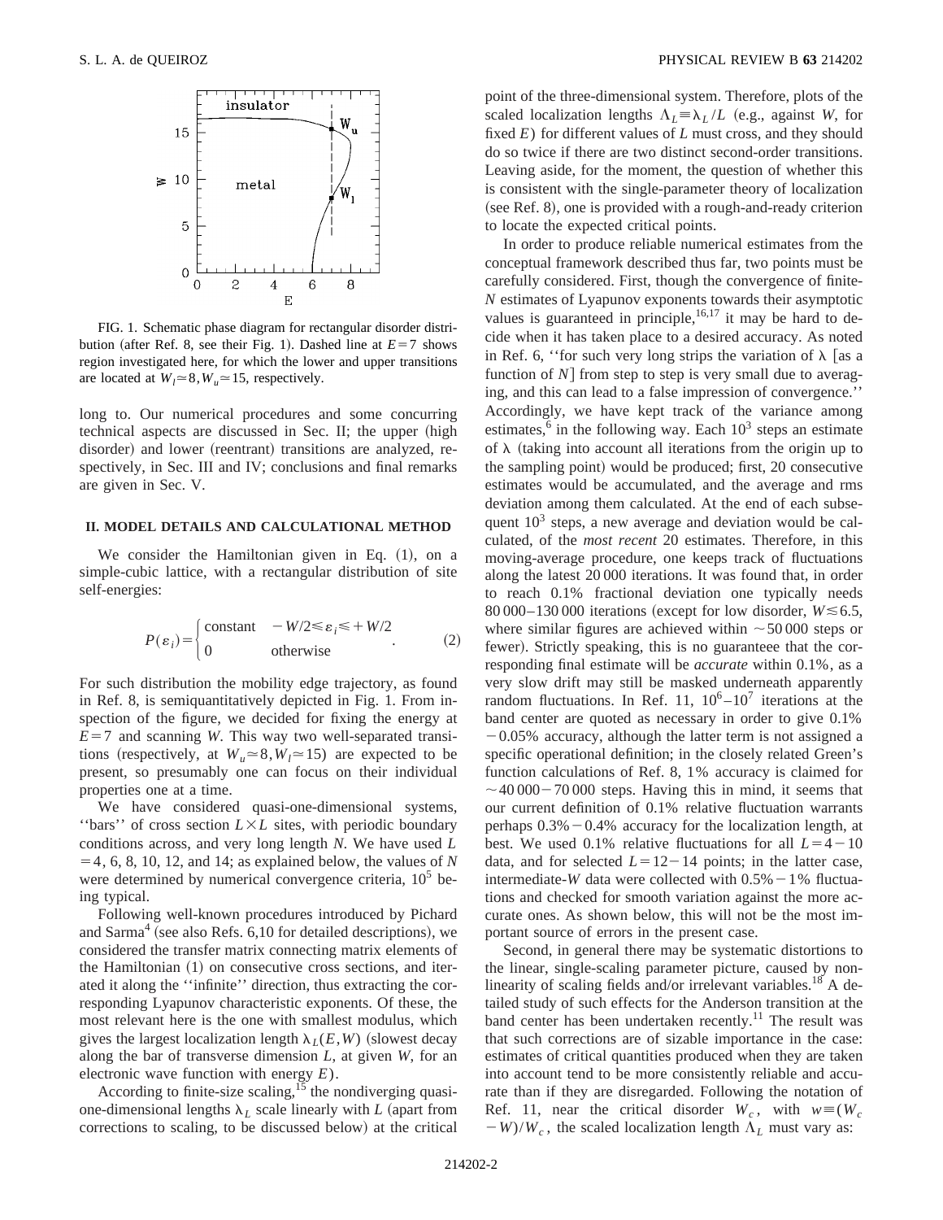FIG. 1. Schematic phase diagram for rectangular disorder distribution (after Ref. 8, see their Fig. 1). Dashed line at $E=7$ shows region investigated here, for which the lower and upper transitions are located at $W_l \simeq 8, W_u \simeq 15$, respectively.

long to. Our numerical procedures and some concurring technical aspects are discussed in Sec. II; the upper (high disorder) and lower (reentrant) transitions are analyzed, respectively, in Sec. III and IV; conclusions and final remarks are given in Sec. V.

## II. MODEL DETAILS AND CALCULATIONAL METHOD

We consider the Hamiltonian given in Eq. (1), on a simple-cubic lattice, with a rectangular distribution of site self-energies:

$$P(\varepsilon_i) = \begin{cases} \text{constant} & -W/2 \leqslant \varepsilon_i \leqslant +W/2 \\ 0 & \text{otherwise} \end{cases} . \tag{2}$$

For such distribution the mobility edge trajectory, as found in Ref. 8, is semiquantitatively depicted in Fig. 1. From inspection of the figure, we decided for fixing the energy at $E=7$ and scanning $W$. This way two well-separated transitions (respectively, at $W_u \simeq 8, W_l \simeq 15$) are expected to be present, so presumably one can focus on their individual properties one at a time.

We have considered quasi-one-dimensional systems, ''bars'' of cross section $L \times L$ sites, with periodic boundary conditions across, and very long length $N$. We have used $L=4$, 6, 8, 10, 12, and 14; as explained below, the values of $N$ were determined by numerical convergence criteria, $10^5$ being typical.

Following well-known procedures introduced by Pichard and Sarma[4] (see also Refs. 6,10 for detailed descriptions), we considered the transfer matrix connecting matrix elements of the Hamiltonian (1) on consecutive cross sections, and iterated it along the ''infinite'' direction, thus extracting the corresponding Lyapunov characteristic exponents. Of these, the most relevant here is the one with smallest modulus, which gives the largest localization length $\lambda_L(E,W)$ (slowest decay along the bar of transverse dimension $L$, at given $W$, for an electronic wave function with energy $E$).

According to finite-size scaling,[15] the nondiverging quasi-one-dimensional lengths $\lambda_L$ scale linearly with $L$ (apart from corrections to scaling, to be discussed below) at the critical point of the three-dimensional system. Therefore, plots of the scaled localization lengths $\Lambda_L \equiv \lambda_L / L$ (e.g., against $W$, for fixed $E$) for different values of $L$ must cross, and they should do so twice if there are two distinct second-order transitions. Leaving aside, for the moment, the question of whether this is consistent with the single-parameter theory of localization (see Ref. 8), one is provided with a rough-and-ready criterion to locate the expected critical points.

In order to produce reliable numerical estimates from the conceptual framework described thus far, two points must be carefully considered. First, though the convergence of finite-$N$ estimates of Lyapunov exponents towards their asymptotic values is guaranteed in principle,[16,17] it may be hard to decide when it has taken place to a desired accuracy. As noted in Ref. 6, ''for such very long strips the variation of $\lambda$ [as a function of $N$] from step to step is very small due to averaging, and this can lead to a false impression of convergence.'' Accordingly, we have kept track of the variance among estimates,[6] in the following way. Each $10^3$ steps an estimate of $\lambda$ (taking into account all iterations from the origin up to the sampling point) would be produced; first, 20 consecutive estimates would be accumulated, and the average and rms deviation among them calculated. At the end of each subsequent $10^3$ steps, a new average and deviation would be calculated, of the *most recent* 20 estimates. Therefore, in this moving-average procedure, one keeps track of fluctuations along the latest 20 000 iterations. It was found that, in order to reach 0.1% fractional deviation one typically needs 80 000–130 000 iterations (except for low disorder, $W \lesssim 6.5$, where similar figures are achieved within $\sim 50\,000$ steps or fewer). Strictly speaking, this is no guarantee that the corresponding final estimate will be *accurate* within 0.1%, as a very slow drift may still be masked underneath apparently random fluctuations. In Ref. 11, $10^6$–$10^7$ iterations at the band center are quoted as necessary in order to give 0.1% $-$0.05% accuracy, although the latter term is not assigned a specific operational definition; in the closely related Green's function calculations of Ref. 8, 1% accuracy is claimed for $\sim 40\,000-70\,000$ steps. Having this in mind, it seems that our current definition of 0.1% relative fluctuation warrants perhaps 0.3%$-$0.4% accuracy for the localization length, at best. We used 0.1% relative fluctuations for all $L=4-10$ data, and for selected $L=12-14$ points; in the latter case, intermediate-$W$ data were collected with 0.5%$-$1% fluctuations and checked for smooth variation against the more accurate ones. As shown below, this will not be the most important source of errors in the present case.

Second, in general there may be systematic distortions to the linear, single-scaling parameter picture, caused by nonlinearity of scaling fields and/or irrelevant variables.[18] A detailed study of such effects for the Anderson transition at the band center has been undertaken recently.[11] The result was that such corrections are of sizable importance in the case: estimates of critical quantities produced when they are taken into account tend to be more consistently reliable and accurate than if they are disregarded. Following the notation of Ref. 11, near the critical disorder $W_c$, with $w \equiv (W_c - W)/W_c$, the scaled localization length $\Lambda_L$ must vary as: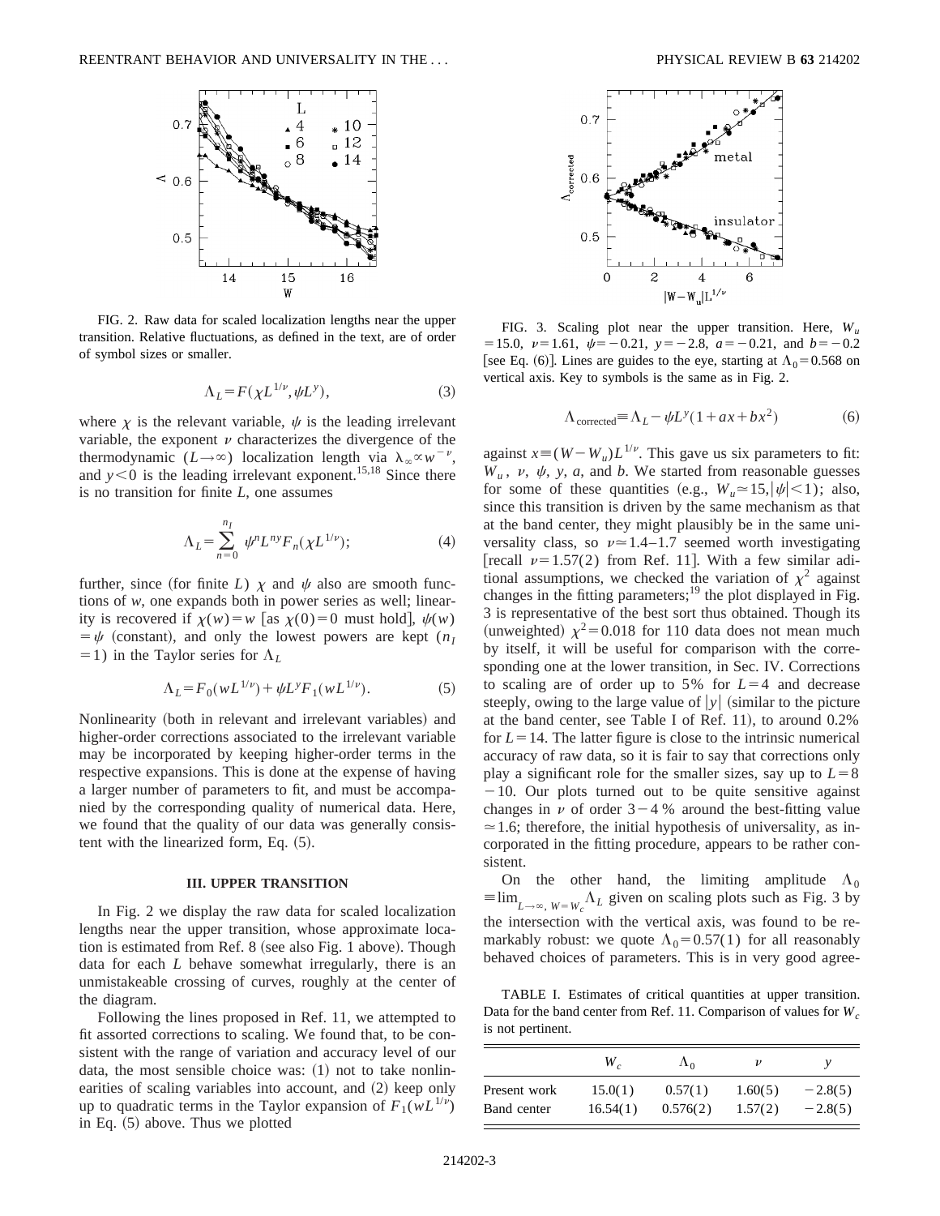FIG. 2. Raw data for scaled localization lengths near the upper transition. Relative fluctuations, as defined in the text, are of order of symbol sizes or smaller.

$$\Lambda_L = F(\chi L^{1/\nu}, \psi L^y), \tag{3}$$

where $\chi$ is the relevant variable, $\psi$ is the leading irrelevant variable, the exponent $\nu$ characterizes the divergence of the thermodynamic ($L\to\infty$) localization length via $\lambda_\infty \propto w^{-\nu}$, and $y<0$ is the leading irrelevant exponent.[15,18] Since there is no transition for finite $L$, one assumes

$$\Lambda_L = \sum_{n=0}^{n_I} \psi^n L^{ny} F_n(\chi L^{1/\nu}); \tag{4}$$

further, since (for finite $L$) $\chi$ and $\psi$ also are smooth functions of $w$, one expands both in power series as well; linearity is recovered if $\chi(w)=w$ [as $\chi(0)=0$ must hold], $\psi(w)=\psi$ (constant), and only the lowest powers are kept ($n_I=1$) in the Taylor series for $\Lambda_L$

$$\Lambda_L = F_0(wL^{1/\nu}) + \psi L^y F_1(wL^{1/\nu}). \tag{5}$$

Nonlinearity (both in relevant and irrelevant variables) and higher-order corrections associated to the irrelevant variable may be incorporated by keeping higher-order terms in the respective expansions. This is done at the expense of having a larger number of parameters to fit, and must be accompanied by the corresponding quality of numerical data. Here, we found that the quality of our data was generally consistent with the linearized form, Eq. (5).

### III. UPPER TRANSITION

In Fig. 2 we display the raw data for scaled localization lengths near the upper transition, whose approximate location is estimated from Ref. 8 (see also Fig. 1 above). Though data for each $L$ behave somewhat irregularly, there is an unmistakeable crossing of curves, roughly at the center of the diagram.

Following the lines proposed in Ref. 11, we attempted to fit assorted corrections to scaling. We found that, to be consistent with the range of variation and accuracy level of our data, the most sensible choice was: (1) not to take nonlinearities of scaling variables into account, and (2) keep only up to quadratic terms in the Taylor expansion of $F_1(wL^{1/\nu})$ in Eq. (5) above. Thus we plotted

FIG. 3. Scaling plot near the upper transition. Here, $W_u=15.0$, $\nu=1.61$, $\psi=-0.21$, $y=-2.8$, $a=-0.21$, and $b=-0.2$ [see Eq. (6)]. Lines are guides to the eye, starting at $\Lambda_0=0.568$ on vertical axis. Key to symbols is the same as in Fig. 2.

$$\Lambda_{\text{corrected}} \equiv \Lambda_L - \psi L^y (1 + ax + bx^2) \tag{6}$$

against $x\equiv(W-W_u)L^{1/\nu}$. This gave us six parameters to fit: $W_u$, $\nu$, $\psi$, $y$, $a$, and $b$. We started from reasonable guesses for some of these quantities (e.g., $W_u\simeq 15$,$|\psi|<1$); also, since this transition is driven by the same mechanism as that at the band center, they might plausibly be in the same universality class, so $\nu\simeq 1.4$–$1.7$ seemed worth investigating [recall $\nu=1.57(2)$ from Ref. 11]. With a few similar aditional assumptions, we checked the variation of $\chi^2$ against changes in the fitting parameters;[19] the plot displayed in Fig. 3 is representative of the best sort thus obtained. Though its (unweighted) $\chi^2=0.018$ for 110 data does not mean much by itself, it will be useful for comparison with the corresponding one at the lower transition, in Sec. IV. Corrections to scaling are of order up to 5% for $L=4$ and decrease steeply, owing to the large value of $|y|$ (similar to the picture at the band center, see Table I of Ref. 11), to around 0.2% for $L=14$. The latter figure is close to the intrinsic numerical accuracy of raw data, so it is fair to say that corrections only play a significant role for the smaller sizes, say up to $L=8-10$. Our plots turned out to be quite sensitive against changes in $\nu$ of order $3-4$ % around the best-fitting value $\simeq 1.6$; therefore, the initial hypothesis of universality, as incorporated in the fitting procedure, appears to be rather consistent.

On the other hand, the limiting amplitude $\Lambda_0 \equiv \lim_{L\to\infty,\, W=W_c}\Lambda_L$ given on scaling plots such as Fig. 3 by the intersection with the vertical axis, was found to be remarkably robust: we quote $\Lambda_0=0.57(1)$ for all reasonably behaved choices of parameters. This is in very good agree-

TABLE I. Estimates of critical quantities at upper transition. Data for the band center from Ref. 11. Comparison of values for $W_c$ is not pertinent.

| | $W_c$ | $\Lambda_0$ | $\nu$ | $y$ |
|---|---|---|---|---|
| Present work | 15.0(1) | 0.57(1) | 1.60(5) | $-2.8(5)$ |
| Band center | 16.54(1) | 0.576(2) | 1.57(2) | $-2.8(5)$ |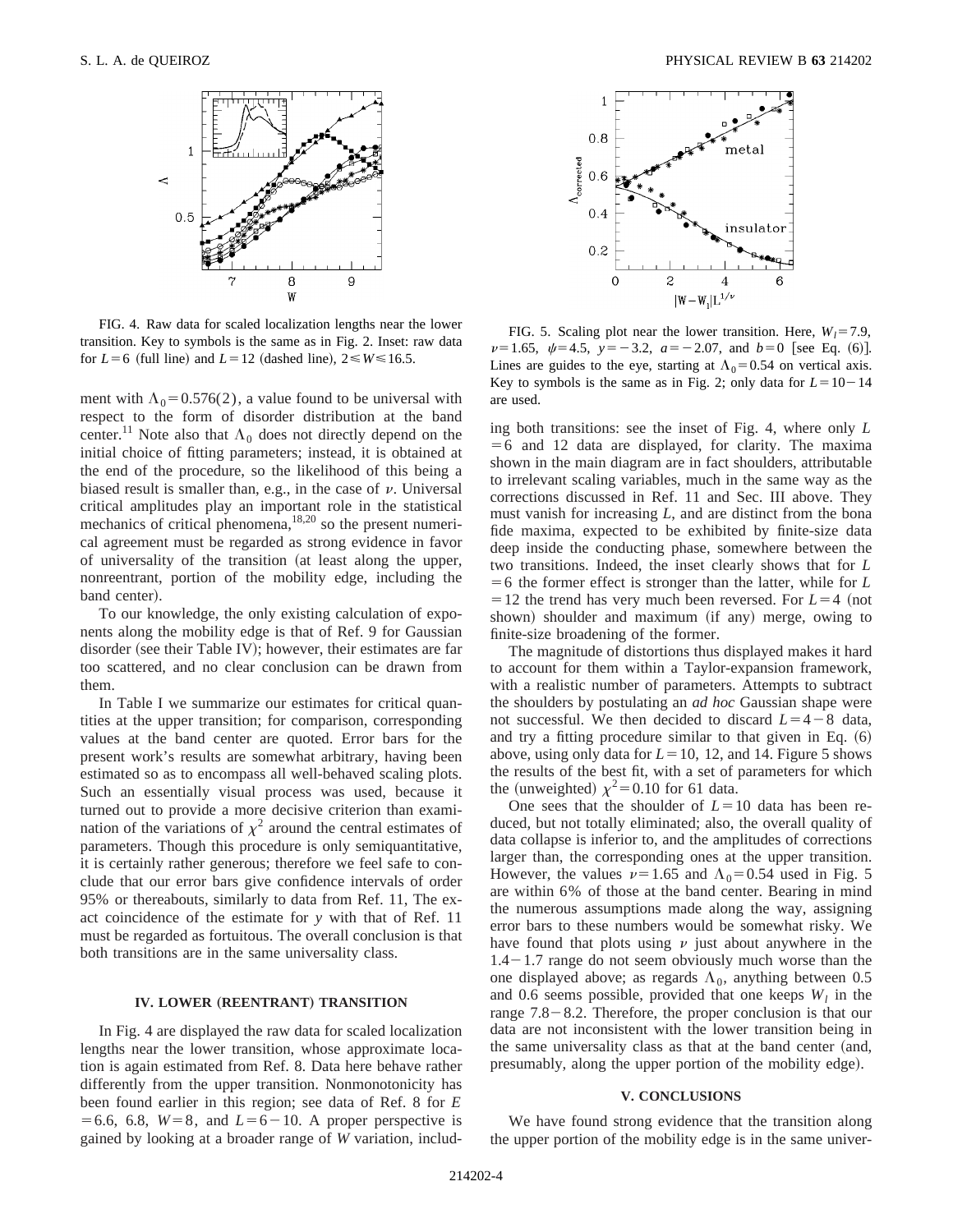FIG. 4. Raw data for scaled localization lengths near the lower transition. Key to symbols is the same as in Fig. 2. Inset: raw data for $L=6$ (full line) and $L=12$ (dashed line), $2 \leqslant W \leqslant 16.5$.

FIG. 5. Scaling plot near the lower transition. Here, $W_l=7.9$, $\nu=1.65$, $\psi=4.5$, $y=-3.2$, $a=-2.07$, and $b=0$ [see Eq. (6)]. Lines are guides to the eye, starting at $\Lambda_0=0.54$ on vertical axis. Key to symbols is the same as in Fig. 2; only data for $L=10-14$ are used.

ment with $\Lambda_0=0.576(2)$, a value found to be universal with respect to the form of disorder distribution at the band center.[11] Note also that $\Lambda_0$ does not directly depend on the initial choice of fitting parameters; instead, it is obtained at the end of the procedure, so the likelihood of this being a biased result is smaller than, e.g., in the case of $\nu$. Universal critical amplitudes play an important role in the statistical mechanics of critical phenomena,[18,20] so the present numerical agreement must be regarded as strong evidence in favor of universality of the transition (at least along the upper, nonreentrant, portion of the mobility edge, including the band center).

To our knowledge, the only existing calculation of exponents along the mobility edge is that of Ref. 9 for Gaussian disorder (see their Table IV); however, their estimates are far too scattered, and no clear conclusion can be drawn from them.

In Table I we summarize our estimates for critical quantities at the upper transition; for comparison, corresponding values at the band center are quoted. Error bars for the present work's results are somewhat arbitrary, having been estimated so as to encompass all well-behaved scaling plots. Such an essentially visual process was used, because it turned out to provide a more decisive criterion than examination of the variations of $\chi^2$ around the central estimates of parameters. Though this procedure is only semiquantitative, it is certainly rather generous; therefore we feel safe to conclude that our error bars give confidence intervals of order 95% or thereabouts, similarly to data from Ref. 11, The exact coincidence of the estimate for $y$ with that of Ref. 11 must be regarded as fortuitous. The overall conclusion is that both transitions are in the same universality class.

## IV. LOWER (REENTRANT) TRANSITION

In Fig. 4 are displayed the raw data for scaled localization lengths near the lower transition, whose approximate location is again estimated from Ref. 8. Data here behave rather differently from the upper transition. Nonmonotonicity has been found earlier in this region; see data of Ref. 8 for $E=6.6$, 6.8, $W=8$, and $L=6-10$. A proper perspective is gained by looking at a broader range of $W$ variation, including both transitions: see the inset of Fig. 4, where only $L=6$ and 12 data are displayed, for clarity. The maxima shown in the main diagram are in fact shoulders, attributable to irrelevant scaling variables, much in the same way as the corrections discussed in Ref. 11 and Sec. III above. They must vanish for increasing $L$, and are distinct from the bona fide maxima, expected to be exhibited by finite-size data deep inside the conducting phase, somewhere between the two transitions. Indeed, the inset clearly shows that for $L=6$ the former effect is stronger than the latter, while for $L=12$ the trend has very much been reversed. For $L=4$ (not shown) shoulder and maximum (if any) merge, owing to finite-size broadening of the former.

The magnitude of distortions thus displayed makes it hard to account for them within a Taylor-expansion framework, with a realistic number of parameters. Attempts to subtract the shoulders by postulating an *ad hoc* Gaussian shape were not successful. We then decided to discard $L=4-8$ data, and try a fitting procedure similar to that given in Eq. (6) above, using only data for $L=10$, 12, and 14. Figure 5 shows the results of the best fit, with a set of parameters for which the (unweighted) $\chi^2=0.10$ for 61 data.

One sees that the shoulder of $L=10$ data has been reduced, but not totally eliminated; also, the overall quality of data collapse is inferior to, and the amplitudes of corrections larger than, the corresponding ones at the upper transition. However, the values $\nu=1.65$ and $\Lambda_0=0.54$ used in Fig. 5 are within 6% of those at the band center. Bearing in mind the numerous assumptions made along the way, assigning error bars to these numbers would be somewhat risky. We have found that plots using $\nu$ just about anywhere in the 1.4–1.7 range do not seem obviously much worse than the one displayed above; as regards $\Lambda_0$, anything between 0.5 and 0.6 seems possible, provided that one keeps $W_l$ in the range 7.8–8.2. Therefore, the proper conclusion is that our data are not inconsistent with the lower transition being in the same universality class as that at the band center (and, presumably, along the upper portion of the mobility edge).

## V. CONCLUSIONS

We have found strong evidence that the transition along the upper portion of the mobility edge is in the same univer-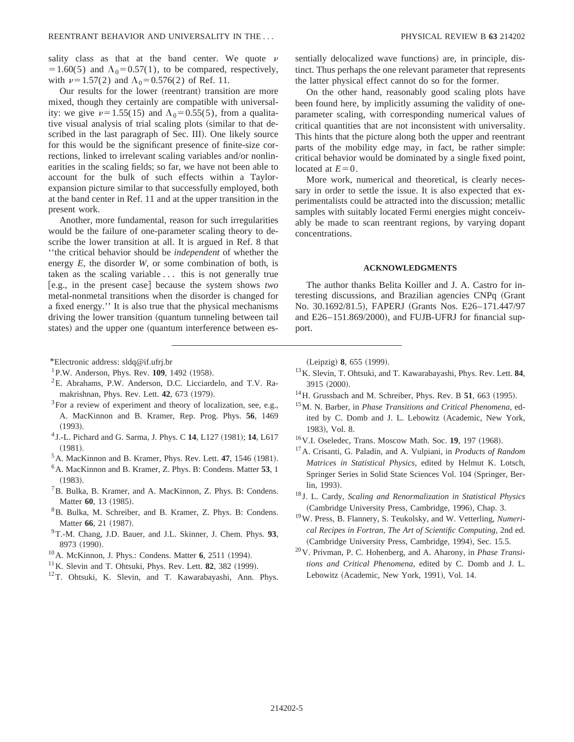sality class as that at the band center. We quote $\nu = 1.60(5)$ and $\Lambda_0 = 0.57(1)$, to be compared, respectively, with $\nu = 1.57(2)$ and $\Lambda_0 = 0.576(2)$ of Ref. 11.

Our results for the lower (reentrant) transition are more mixed, though they certainly are compatible with universality: we give $\nu = 1.55(15)$ and $\Lambda_0 = 0.55(5)$, from a qualitative visual analysis of trial scaling plots (similar to that described in the last paragraph of Sec. III). One likely source for this would be the significant presence of finite-size corrections, linked to irrelevant scaling variables and/or nonlinearities in the scaling fields; so far, we have not been able to account for the bulk of such effects within a Taylor-expansion picture similar to that successfully employed, both at the band center in Ref. 11 and at the upper transition in the present work.

Another, more fundamental, reason for such irregularities would be the failure of one-parameter scaling theory to describe the lower transition at all. It is argued in Ref. 8 that "the critical behavior should be *independent* of whether the energy $E$, the disorder $W$, or some combination of both, is taken as the scaling variable . . . this is not generally true [e.g., in the present case] because the system shows *two* metal-nonmetal transitions when the disorder is changed for a fixed energy." It is also true that the physical mechanisms driving the lower transition (quantum tunneling between tail states) and the upper one (quantum interference between essentially delocalized wave functions) are, in principle, distinct. Thus perhaps the one relevant parameter that represents the latter physical effect cannot do so for the former.

On the other hand, reasonably good scaling plots have been found here, by implicitly assuming the validity of one-parameter scaling, with corresponding numerical values of critical quantities that are not inconsistent with universality. This hints that the picture along both the upper and reentrant parts of the mobility edge may, in fact, be rather simple: critical behavior would be dominated by a single fixed point, located at $E = 0$.

More work, numerical and theoretical, is clearly necessary in order to settle the issue. It is also expected that experimentalists could be attracted into the discussion; metallic samples with suitably located Fermi energies might conceivably be made to scan reentrant regions, by varying dopant concentrations.

## ACKNOWLEDGMENTS

The author thanks Belita Koiller and J. A. Castro for interesting discussions, and Brazilian agencies CNPq (Grant No. 30.1692/81.5), FAPERJ (Grants Nos. E26–171.447/97 and E26–151.869/2000), and FUJB-UFRJ for financial support.

---

*Electronic address: sldq@if.ufrj.br

[1] P.W. Anderson, Phys. Rev. **109**, 1492 (1958).

[2] E. Abrahams, P.W. Anderson, D.C. Licciardelo, and T.V. Ramakrishnan, Phys. Rev. Lett. **42**, 673 (1979).

[3] For a review of experiment and theory of localization, see, e.g., A. MacKinnon and B. Kramer, Rep. Prog. Phys. **56**, 1469 (1993).

[4] J.-L. Pichard and G. Sarma, J. Phys. C **14**, L127 (1981); **14**, L617 (1981).

[5] A. MacKinnon and B. Kramer, Phys. Rev. Lett. **47**, 1546 (1981).

[6] A. MacKinnon and B. Kramer, Z. Phys. B: Condens. Matter **53**, 1 (1983).

[7] B. Bulka, B. Kramer, and A. MacKinnon, Z. Phys. B: Condens. Matter **60**, 13 (1985).

[8] B. Bulka, M. Schreiber, and B. Kramer, Z. Phys. B: Condens. Matter **66**, 21 (1987).

[9] T.-M. Chang, J.D. Bauer, and J.L. Skinner, J. Chem. Phys. **93**, 8973 (1990).

[10] A. McKinnon, J. Phys.: Condens. Matter **6**, 2511 (1994).

[11] K. Slevin and T. Ohtsuki, Phys. Rev. Lett. **82**, 382 (1999).

[12] T. Ohtsuki, K. Slevin, and T. Kawarabayashi, Ann. Phys. (Leipzig) **8**, 655 (1999).

[13] K. Slevin, T. Ohtsuki, and T. Kawarabayashi, Phys. Rev. Lett. **84**, 3915 (2000).

[14] H. Grussbach and M. Schreiber, Phys. Rev. B **51**, 663 (1995).

[15] M. N. Barber, in *Phase Transitions and Critical Phenomena*, edited by C. Domb and J. L. Lebowitz (Academic, New York, 1983), Vol. 8.

[16] V.I. Oseledec, Trans. Moscow Math. Soc. **19**, 197 (1968).

[17] A. Crisanti, G. Paladin, and A. Vulpiani, in *Products of Random Matrices in Statistical Physics*, edited by Helmut K. Lotsch, Springer Series in Solid State Sciences Vol. 104 (Springer, Berlin, 1993).

[18] J. L. Cardy, *Scaling and Renormalization in Statistical Physics* (Cambridge University Press, Cambridge, 1996), Chap. 3.

[19] W. Press, B. Flannery, S. Teukolsky, and W. Vetterling, *Numerical Recipes in Fortran, The Art of Scientific Computing*, 2nd ed. (Cambridge University Press, Cambridge, 1994), Sec. 15.5.

[20] V. Privman, P. C. Hohenberg, and A. Aharony, in *Phase Transitions and Critical Phenomena*, edited by C. Domb and J. L. Lebowitz (Academic, New York, 1991), Vol. 14.